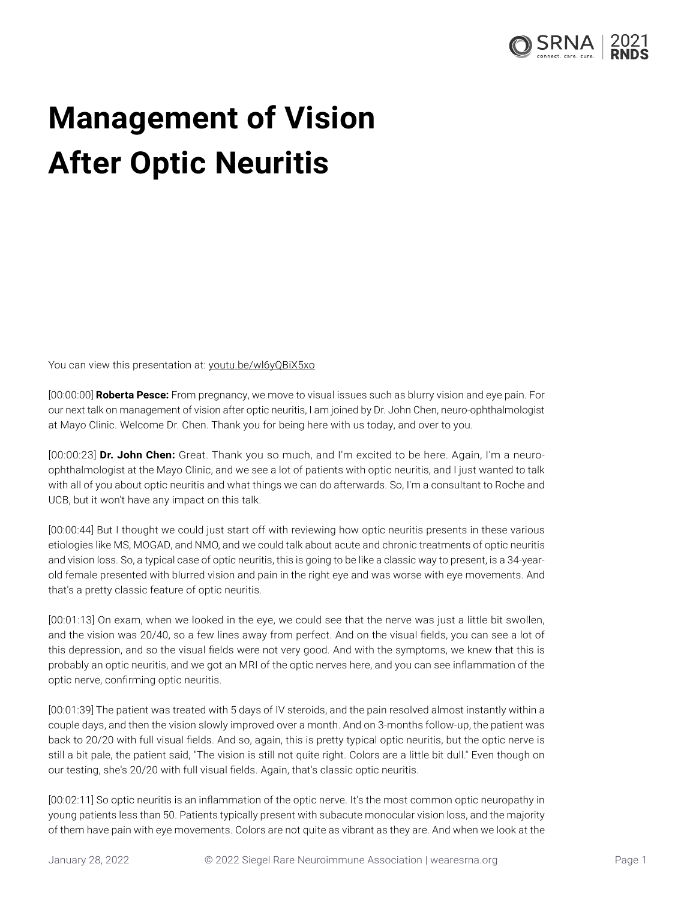# Management of Vision After Optic Neuritis

You can view this presentation at: youtu.be/wl6yQBiX5xo

[00:00:00] **Roberta Pesce:** From pregnancy, we move to visual issues such as blurry vision and eye pain. For our next talk on management of vision after optic neuritis, I am joined by Dr. John Chen, neuro-ophthalmologist at Mayo Clinic. Welcome Dr. Chen. Thank you for being here with us today, and over to you.

[00:00:23] **Dr. John Chen:** Great. Thank you so much, and I'm excited to be here. Again, I'm a neuro-ophthalmologist at the Mayo Clinic, and we see a lot of patients with optic neuritis, and I just wanted to talk with all of you about optic neuritis and what things we can do afterwards. So, I'm a consultant to Roche and UCB, but it won't have any impact on this talk.

[00:00:44] But I thought we could just start off with reviewing how optic neuritis presents in these various etiologies like MS, MOGAD, and NMO, and we could talk about acute and chronic treatments of optic neuritis and vision loss. So, a typical case of optic neuritis, this is going to be like a classic way to present, is a 34-year-old female presented with blurred vision and pain in the right eye and was worse with eye movements. And that's a pretty classic feature of optic neuritis.

[00:01:13] On exam, when we looked in the eye, we could see that the nerve was just a little bit swollen, and the vision was 20/40, so a few lines away from perfect. And on the visual fields, you can see a lot of this depression, and so the visual fields were not very good. And with the symptoms, we knew that this is probably an optic neuritis, and we got an MRI of the optic nerves here, and you can see inflammation of the optic nerve, confirming optic neuritis.

[00:01:39] The patient was treated with 5 days of IV steroids, and the pain resolved almost instantly within a couple days, and then the vision slowly improved over a month. And on 3-months follow-up, the patient was back to 20/20 with full visual fields. And so, again, this is pretty typical optic neuritis, but the optic nerve is still a bit pale, the patient said, "The vision is still not quite right. Colors are a little bit dull." Even though on our testing, she's 20/20 with full visual fields. Again, that's classic optic neuritis.

[00:02:11] So optic neuritis is an inflammation of the optic nerve. It's the most common optic neuropathy in young patients less than 50. Patients typically present with subacute monocular vision loss, and the majority of them have pain with eye movements. Colors are not quite as vibrant as they are. And when we look at the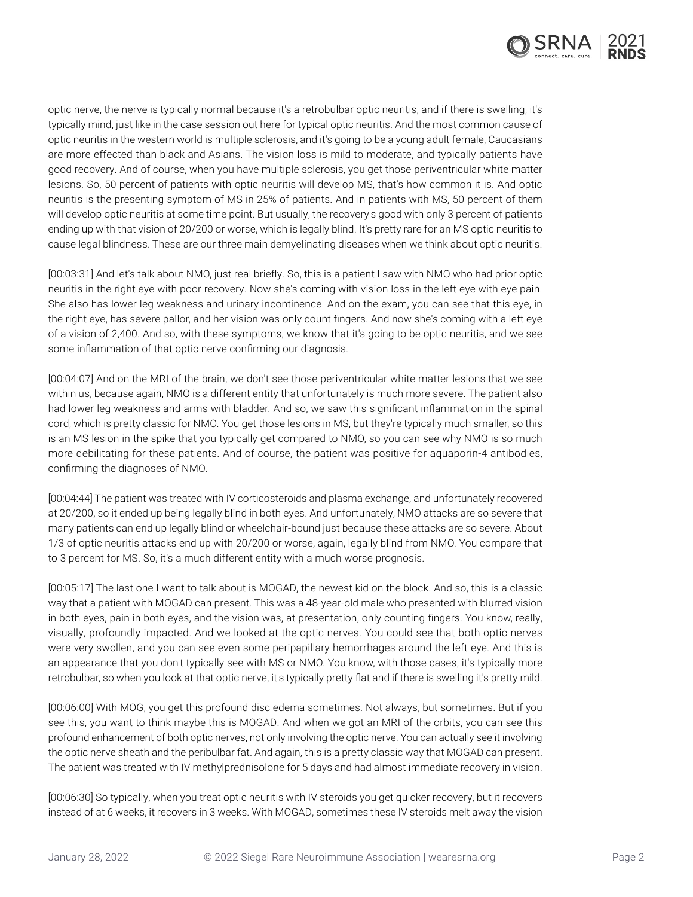optic nerve, the nerve is typically normal because it's a retrobulbar optic neuritis, and if there is swelling, it's typically mind, just like in the case session out here for typical optic neuritis. And the most common cause of optic neuritis in the western world is multiple sclerosis, and it's going to be a young adult female, Caucasians are more effected than black and Asians. The vision loss is mild to moderate, and typically patients have good recovery. And of course, when you have multiple sclerosis, you get those periventricular white matter lesions. So, 50 percent of patients with optic neuritis will develop MS, that's how common it is. And optic neuritis is the presenting symptom of MS in 25% of patients. And in patients with MS, 50 percent of them will develop optic neuritis at some time point. But usually, the recovery's good with only 3 percent of patients ending up with that vision of 20/200 or worse, which is legally blind. It's pretty rare for an MS optic neuritis to cause legal blindness. These are our three main demyelinating diseases when we think about optic neuritis.

[00:03:31] And let's talk about NMO, just real briefly. So, this is a patient I saw with NMO who had prior optic neuritis in the right eye with poor recovery. Now she's coming with vision loss in the left eye with eye pain. She also has lower leg weakness and urinary incontinence. And on the exam, you can see that this eye, in the right eye, has severe pallor, and her vision was only count fingers. And now she's coming with a left eye of a vision of 2,400. And so, with these symptoms, we know that it's going to be optic neuritis, and we see some inflammation of that optic nerve confirming our diagnosis.

[00:04:07] And on the MRI of the brain, we don't see those periventricular white matter lesions that we see within us, because again, NMO is a different entity that unfortunately is much more severe. The patient also had lower leg weakness and arms with bladder. And so, we saw this significant inflammation in the spinal cord, which is pretty classic for NMO. You get those lesions in MS, but they're typically much smaller, so this is an MS lesion in the spike that you typically get compared to NMO, so you can see why NMO is so much more debilitating for these patients. And of course, the patient was positive for aquaporin-4 antibodies, confirming the diagnoses of NMO.

[00:04:44] The patient was treated with IV corticosteroids and plasma exchange, and unfortunately recovered at 20/200, so it ended up being legally blind in both eyes. And unfortunately, NMO attacks are so severe that many patients can end up legally blind or wheelchair-bound just because these attacks are so severe. About 1/3 of optic neuritis attacks end up with 20/200 or worse, again, legally blind from NMO. You compare that to 3 percent for MS. So, it's a much different entity with a much worse prognosis.

[00:05:17] The last one I want to talk about is MOGAD, the newest kid on the block. And so, this is a classic way that a patient with MOGAD can present. This was a 48-year-old male who presented with blurred vision in both eyes, pain in both eyes, and the vision was, at presentation, only counting fingers. You know, really, visually, profoundly impacted. And we looked at the optic nerves. You could see that both optic nerves were very swollen, and you can see even some peripapillary hemorrhages around the left eye. And this is an appearance that you don't typically see with MS or NMO. You know, with those cases, it's typically more retrobulbar, so when you look at that optic nerve, it's typically pretty flat and if there is swelling it's pretty mild.

[00:06:00] With MOG, you get this profound disc edema sometimes. Not always, but sometimes. But if you see this, you want to think maybe this is MOGAD. And when we got an MRI of the orbits, you can see this profound enhancement of both optic nerves, not only involving the optic nerve. You can actually see it involving the optic nerve sheath and the peribulbar fat. And again, this is a pretty classic way that MOGAD can present. The patient was treated with IV methylprednisolone for 5 days and had almost immediate recovery in vision.

[00:06:30] So typically, when you treat optic neuritis with IV steroids you get quicker recovery, but it recovers instead of at 6 weeks, it recovers in 3 weeks. With MOGAD, sometimes these IV steroids melt away the vision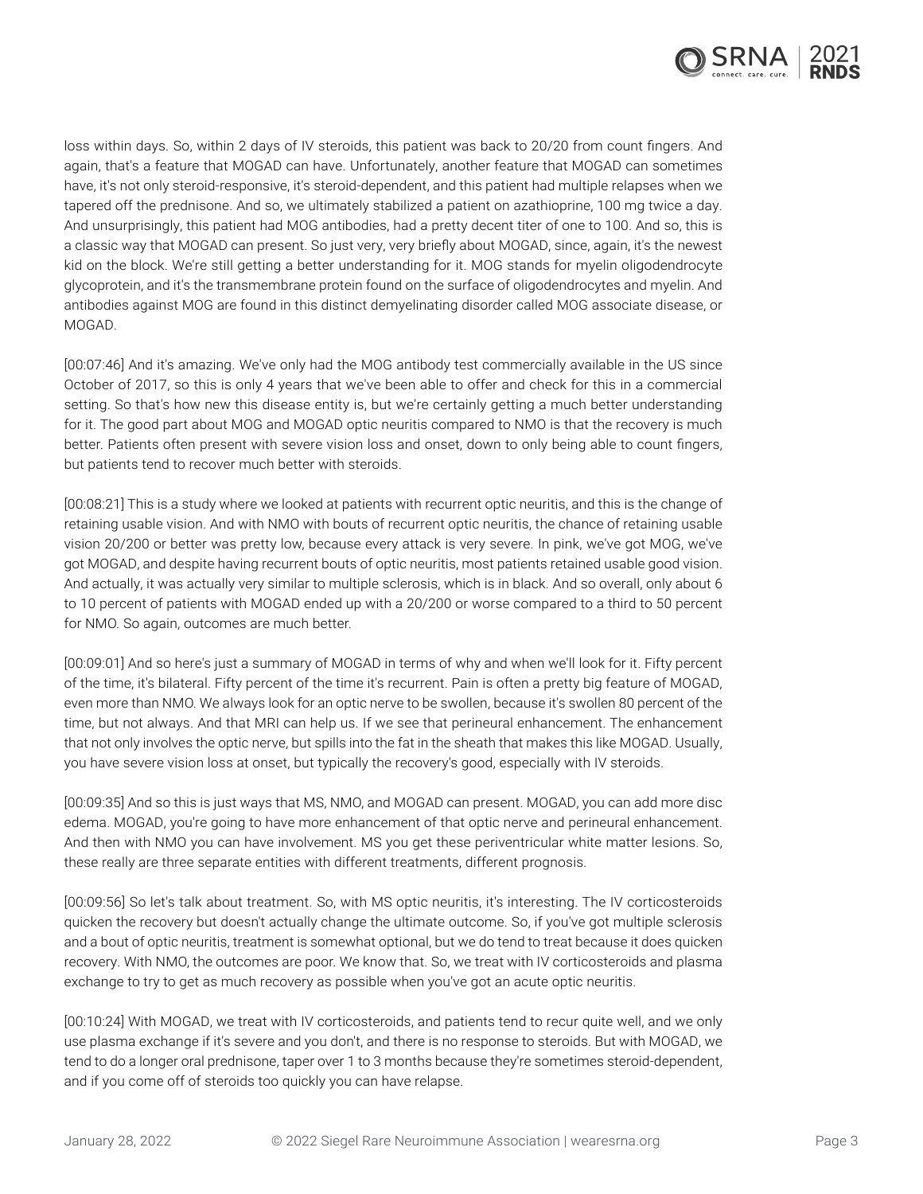loss within days. So, within 2 days of IV steroids, this patient was back to 20/20 from count fingers. And again, that's a feature that MOGAD can have. Unfortunately, another feature that MOGAD can sometimes have, it's not only steroid-responsive, it's steroid-dependent, and this patient had multiple relapses when we tapered off the prednisone. And so, we ultimately stabilized a patient on azathioprine, 100 mg twice a day. And unsurprisingly, this patient had MOG antibodies, had a pretty decent titer of one to 100. And so, this is a classic way that MOGAD can present. So just very, very briefly about MOGAD, since, again, it's the newest kid on the block. We're still getting a better understanding for it. MOG stands for myelin oligodendrocyte glycoprotein, and it's the transmembrane protein found on the surface of oligodendrocytes and myelin. And antibodies against MOG are found in this distinct demyelinating disorder called MOG associate disease, or MOGAD.

[00:07:46] And it's amazing. We've only had the MOG antibody test commercially available in the US since October of 2017, so this is only 4 years that we've been able to offer and check for this in a commercial setting. So that's how new this disease entity is, but we're certainly getting a much better understanding for it. The good part about MOG and MOGAD optic neuritis compared to NMO is that the recovery is much better. Patients often present with severe vision loss and onset, down to only being able to count fingers, but patients tend to recover much better with steroids.

[00:08:21] This is a study where we looked at patients with recurrent optic neuritis, and this is the change of retaining usable vision. And with NMO with bouts of recurrent optic neuritis, the chance of retaining usable vision 20/200 or better was pretty low, because every attack is very severe. In pink, we've got MOG, we've got MOGAD, and despite having recurrent bouts of optic neuritis, most patients retained usable good vision. And actually, it was actually very similar to multiple sclerosis, which is in black. And so overall, only about 6 to 10 percent of patients with MOGAD ended up with a 20/200 or worse compared to a third to 50 percent for NMO. So again, outcomes are much better.

[00:09:01] And so here's just a summary of MOGAD in terms of why and when we'll look for it. Fifty percent of the time, it's bilateral. Fifty percent of the time it's recurrent. Pain is often a pretty big feature of MOGAD, even more than NMO. We always look for an optic nerve to be swollen, because it's swollen 80 percent of the time, but not always. And that MRI can help us. If we see that perineural enhancement. The enhancement that not only involves the optic nerve, but spills into the fat in the sheath that makes this like MOGAD. Usually, you have severe vision loss at onset, but typically the recovery's good, especially with IV steroids.

[00:09:35] And so this is just ways that MS, NMO, and MOGAD can present. MOGAD, you can add more disc edema. MOGAD, you're going to have more enhancement of that optic nerve and perineural enhancement. And then with NMO you can have involvement. MS you get these periventricular white matter lesions. So, these really are three separate entities with different treatments, different prognosis.

[00:09:56] So let's talk about treatment. So, with MS optic neuritis, it's interesting. The IV corticosteroids quicken the recovery but doesn't actually change the ultimate outcome. So, if you've got multiple sclerosis and a bout of optic neuritis, treatment is somewhat optional, but we do tend to treat because it does quicken recovery. With NMO, the outcomes are poor. We know that. So, we treat with IV corticosteroids and plasma exchange to try to get as much recovery as possible when you've got an acute optic neuritis.

[00:10:24] With MOGAD, we treat with IV corticosteroids, and patients tend to recur quite well, and we only use plasma exchange if it's severe and you don't, and there is no response to steroids. But with MOGAD, we tend to do a longer oral prednisone, taper over 1 to 3 months because they're sometimes steroid-dependent, and if you come off of steroids too quickly you can have relapse.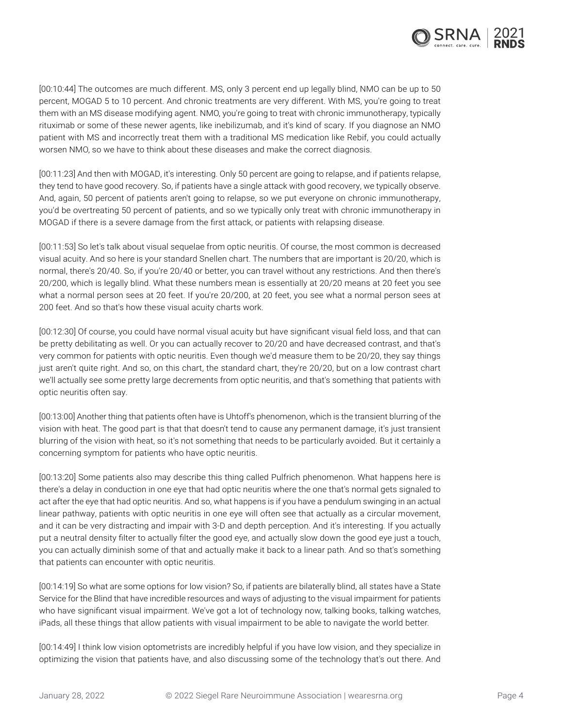[00:10:44] The outcomes are much different. MS, only 3 percent end up legally blind, NMO can be up to 50 percent, MOGAD 5 to 10 percent. And chronic treatments are very different. With MS, you're going to treat them with an MS disease modifying agent. NMO, you're going to treat with chronic immunotherapy, typically rituximab or some of these newer agents, like inebilizumab, and it's kind of scary. If you diagnose an NMO patient with MS and incorrectly treat them with a traditional MS medication like Rebif, you could actually worsen NMO, so we have to think about these diseases and make the correct diagnosis.

[00:11:23] And then with MOGAD, it's interesting. Only 50 percent are going to relapse, and if patients relapse, they tend to have good recovery. So, if patients have a single attack with good recovery, we typically observe. And, again, 50 percent of patients aren't going to relapse, so we put everyone on chronic immunotherapy, you'd be overtreating 50 percent of patients, and so we typically only treat with chronic immunotherapy in MOGAD if there is a severe damage from the first attack, or patients with relapsing disease.

[00:11:53] So let's talk about visual sequelae from optic neuritis. Of course, the most common is decreased visual acuity. And so here is your standard Snellen chart. The numbers that are important is 20/20, which is normal, there's 20/40. So, if you're 20/40 or better, you can travel without any restrictions. And then there's 20/200, which is legally blind. What these numbers mean is essentially at 20/20 means at 20 feet you see what a normal person sees at 20 feet. If you're 20/200, at 20 feet, you see what a normal person sees at 200 feet. And so that's how these visual acuity charts work.

[00:12:30] Of course, you could have normal visual acuity but have significant visual field loss, and that can be pretty debilitating as well. Or you can actually recover to 20/20 and have decreased contrast, and that's very common for patients with optic neuritis. Even though we'd measure them to be 20/20, they say things just aren't quite right. And so, on this chart, the standard chart, they're 20/20, but on a low contrast chart we'll actually see some pretty large decrements from optic neuritis, and that's something that patients with optic neuritis often say.

[00:13:00] Another thing that patients often have is Uhtoff's phenomenon, which is the transient blurring of the vision with heat. The good part is that that doesn't tend to cause any permanent damage, it's just transient blurring of the vision with heat, so it's not something that needs to be particularly avoided. But it certainly a concerning symptom for patients who have optic neuritis.

[00:13:20] Some patients also may describe this thing called Pulfrich phenomenon. What happens here is there's a delay in conduction in one eye that had optic neuritis where the one that's normal gets signaled to act after the eye that had optic neuritis. And so, what happens is if you have a pendulum swinging in an actual linear pathway, patients with optic neuritis in one eye will often see that actually as a circular movement, and it can be very distracting and impair with 3-D and depth perception. And it's interesting. If you actually put a neutral density filter to actually filter the good eye, and actually slow down the good eye just a touch, you can actually diminish some of that and actually make it back to a linear path. And so that's something that patients can encounter with optic neuritis.

[00:14:19] So what are some options for low vision? So, if patients are bilaterally blind, all states have a State Service for the Blind that have incredible resources and ways of adjusting to the visual impairment for patients who have significant visual impairment. We've got a lot of technology now, talking books, talking watches, iPads, all these things that allow patients with visual impairment to be able to navigate the world better.

[00:14:49] I think low vision optometrists are incredibly helpful if you have low vision, and they specialize in optimizing the vision that patients have, and also discussing some of the technology that's out there. And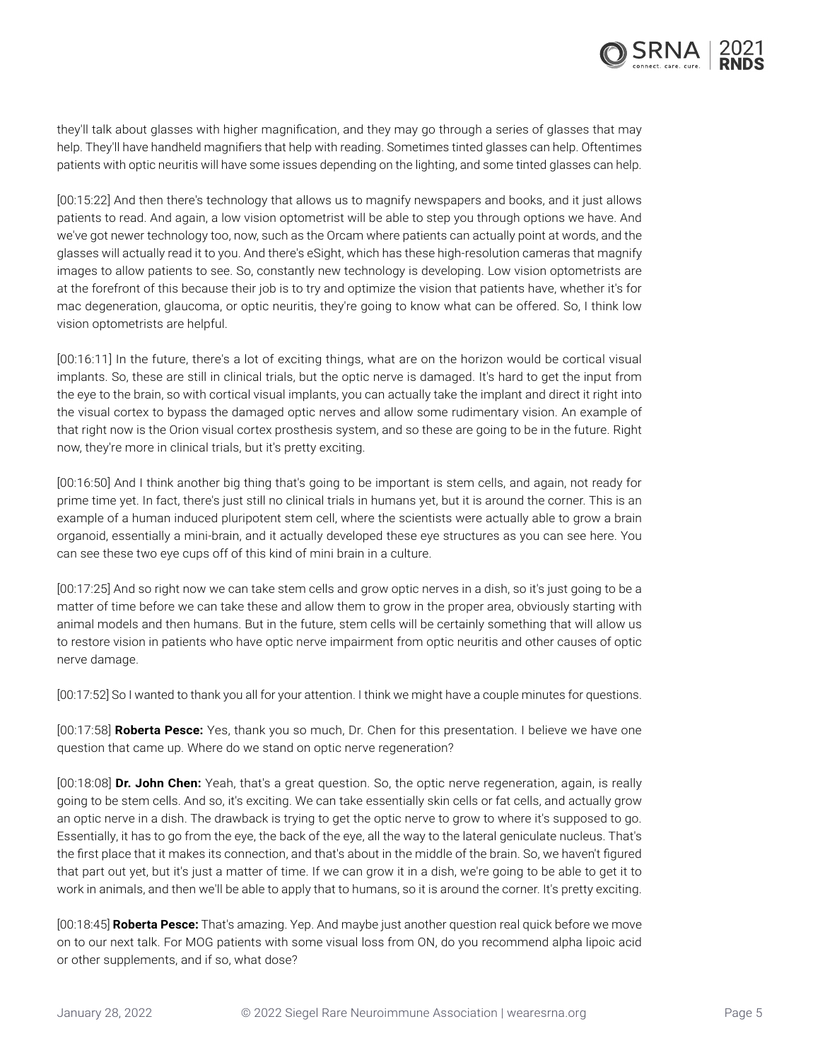they'll talk about glasses with higher magnification, and they may go through a series of glasses that may help. They'll have handheld magnifiers that help with reading. Sometimes tinted glasses can help. Oftentimes patients with optic neuritis will have some issues depending on the lighting, and some tinted glasses can help.

[00:15:22] And then there's technology that allows us to magnify newspapers and books, and it just allows patients to read. And again, a low vision optometrist will be able to step you through options we have. And we've got newer technology too, now, such as the Orcam where patients can actually point at words, and the glasses will actually read it to you. And there's eSight, which has these high-resolution cameras that magnify images to allow patients to see. So, constantly new technology is developing. Low vision optometrists are at the forefront of this because their job is to try and optimize the vision that patients have, whether it's for mac degeneration, glaucoma, or optic neuritis, they're going to know what can be offered. So, I think low vision optometrists are helpful.

[00:16:11] In the future, there's a lot of exciting things, what are on the horizon would be cortical visual implants. So, these are still in clinical trials, but the optic nerve is damaged. It's hard to get the input from the eye to the brain, so with cortical visual implants, you can actually take the implant and direct it right into the visual cortex to bypass the damaged optic nerves and allow some rudimentary vision. An example of that right now is the Orion visual cortex prosthesis system, and so these are going to be in the future. Right now, they're more in clinical trials, but it's pretty exciting.

[00:16:50] And I think another big thing that's going to be important is stem cells, and again, not ready for prime time yet. In fact, there's just still no clinical trials in humans yet, but it is around the corner. This is an example of a human induced pluripotent stem cell, where the scientists were actually able to grow a brain organoid, essentially a mini-brain, and it actually developed these eye structures as you can see here. You can see these two eye cups off of this kind of mini brain in a culture.

[00:17:25] And so right now we can take stem cells and grow optic nerves in a dish, so it's just going to be a matter of time before we can take these and allow them to grow in the proper area, obviously starting with animal models and then humans. But in the future, stem cells will be certainly something that will allow us to restore vision in patients who have optic nerve impairment from optic neuritis and other causes of optic nerve damage.

[00:17:52] So I wanted to thank you all for your attention. I think we might have a couple minutes for questions.

[00:17:58] **Roberta Pesce:** Yes, thank you so much, Dr. Chen for this presentation. I believe we have one question that came up. Where do we stand on optic nerve regeneration?

[00:18:08] **Dr. John Chen:** Yeah, that's a great question. So, the optic nerve regeneration, again, is really going to be stem cells. And so, it's exciting. We can take essentially skin cells or fat cells, and actually grow an optic nerve in a dish. The drawback is trying to get the optic nerve to grow to where it's supposed to go. Essentially, it has to go from the eye, the back of the eye, all the way to the lateral geniculate nucleus. That's the first place that it makes its connection, and that's about in the middle of the brain. So, we haven't figured that part out yet, but it's just a matter of time. If we can grow it in a dish, we're going to be able to get it to work in animals, and then we'll be able to apply that to humans, so it is around the corner. It's pretty exciting.

[00:18:45] **Roberta Pesce:** That's amazing. Yep. And maybe just another question real quick before we move on to our next talk. For MOG patients with some visual loss from ON, do you recommend alpha lipoic acid or other supplements, and if so, what dose?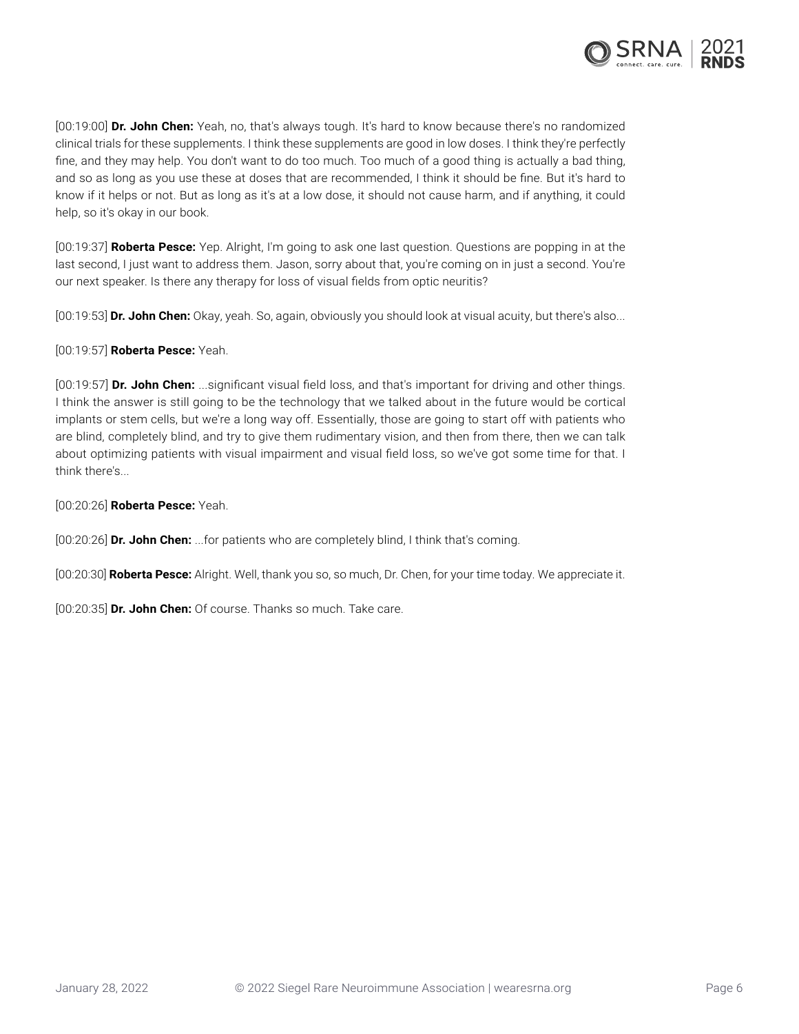[00:19:00] **Dr. John Chen:** Yeah, no, that's always tough. It's hard to know because there's no randomized clinical trials for these supplements. I think these supplements are good in low doses. I think they're perfectly fine, and they may help. You don't want to do too much. Too much of a good thing is actually a bad thing, and so as long as you use these at doses that are recommended, I think it should be fine. But it's hard to know if it helps or not. But as long as it's at a low dose, it should not cause harm, and if anything, it could help, so it's okay in our book.

[00:19:37] **Roberta Pesce:** Yep. Alright, I'm going to ask one last question. Questions are popping in at the last second, I just want to address them. Jason, sorry about that, you're coming on in just a second. You're our next speaker. Is there any therapy for loss of visual fields from optic neuritis?

[00:19:53] **Dr. John Chen:** Okay, yeah. So, again, obviously you should look at visual acuity, but there's also...

[00:19:57] **Roberta Pesce:** Yeah.

[00:19:57] **Dr. John Chen:** ...significant visual field loss, and that's important for driving and other things. I think the answer is still going to be the technology that we talked about in the future would be cortical implants or stem cells, but we're a long way off. Essentially, those are going to start off with patients who are blind, completely blind, and try to give them rudimentary vision, and then from there, then we can talk about optimizing patients with visual impairment and visual field loss, so we've got some time for that. I think there's...

[00:20:26] **Roberta Pesce:** Yeah.

[00:20:26] **Dr. John Chen:** ...for patients who are completely blind, I think that's coming.

[00:20:30] **Roberta Pesce:** Alright. Well, thank you so, so much, Dr. Chen, for your time today. We appreciate it.

[00:20:35] **Dr. John Chen:** Of course. Thanks so much. Take care.